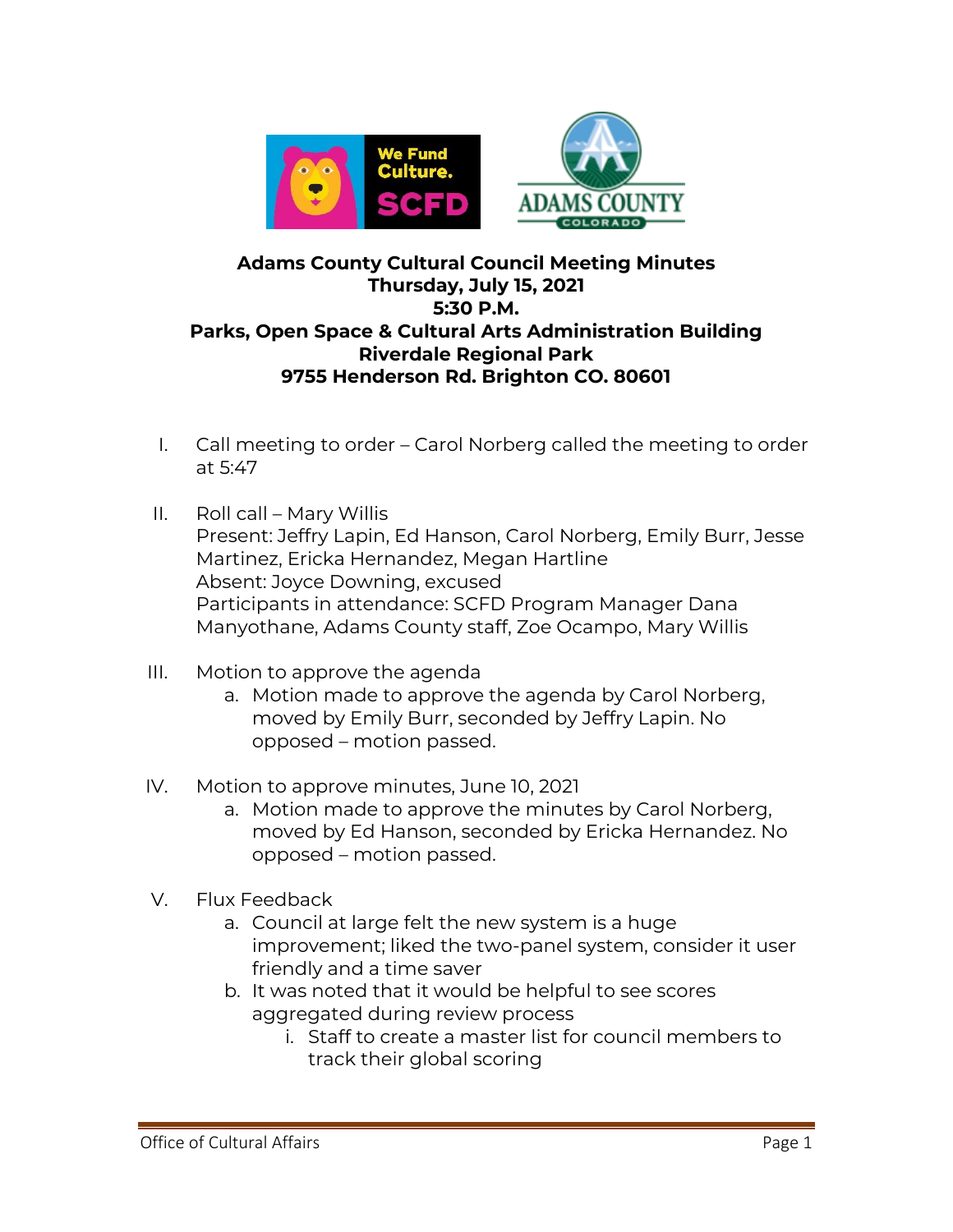# Adams County Cultural Council Meeting Minutes

**Thursday, July 15, 2021**
**5:30 P.M.**
**Parks, Open Space & Cultural Arts Administration Building**
**Riverdale Regional Park**
**9755 Henderson Rd. Brighton CO. 80601**

I. Call meeting to order – Carol Norberg called the meeting to order at 5:47

II. Roll call – Mary Willis
Present: Jeffry Lapin, Ed Hanson, Carol Norberg, Emily Burr, Jesse Martinez, Ericka Hernandez, Megan Hartline
Absent: Joyce Downing, excused
Participants in attendance: SCFD Program Manager Dana Manyothane, Adams County staff, Zoe Ocampo, Mary Willis

III. Motion to approve the agenda
   a. Motion made to approve the agenda by Carol Norberg, moved by Emily Burr, seconded by Jeffry Lapin. No opposed – motion passed.

IV. Motion to approve minutes, June 10, 2021
   a. Motion made to approve the minutes by Carol Norberg, moved by Ed Hanson, seconded by Ericka Hernandez. No opposed – motion passed.

V. Flux Feedback
   a. Council at large felt the new system is a huge improvement; liked the two-panel system, consider it user friendly and a time saver
   b. It was noted that it would be helpful to see scores aggregated during review process
      i. Staff to create a master list for council members to track their global scoring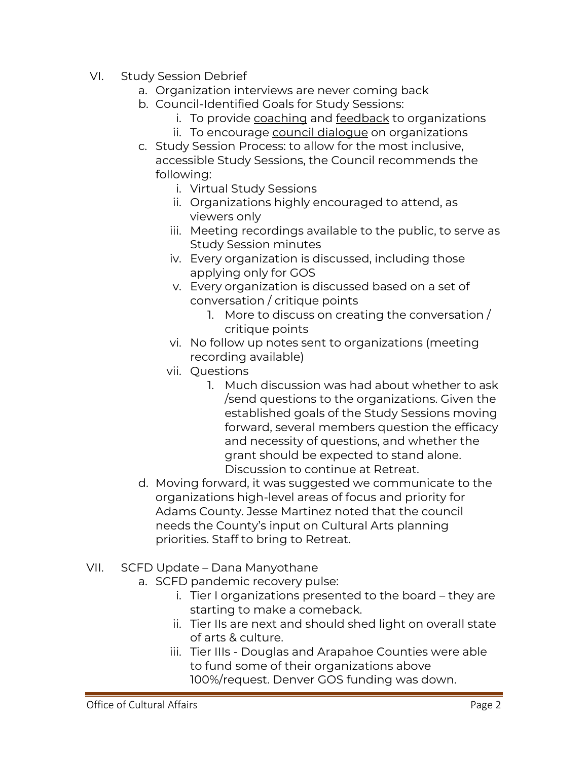VI. Study Session Debrief

a. Organization interviews are never coming back

b. Council-Identified Goals for Study Sessions:

   i. To provide coaching and feedback to organizations

   ii. To encourage council dialogue on organizations

c. Study Session Process: to allow for the most inclusive, accessible Study Sessions, the Council recommends the following:

   i. Virtual Study Sessions

   ii. Organizations highly encouraged to attend, as viewers only

   iii. Meeting recordings available to the public, to serve as Study Session minutes

   iv. Every organization is discussed, including those applying only for GOS

   v. Every organization is discussed based on a set of conversation / critique points

      1. More to discuss on creating the conversation / critique points

   vi. No follow up notes sent to organizations (meeting recording available)

   vii. Questions

      1. Much discussion was had about whether to ask /send questions to the organizations. Given the established goals of the Study Sessions moving forward, several members question the efficacy and necessity of questions, and whether the grant should be expected to stand alone. Discussion to continue at Retreat.

d. Moving forward, it was suggested we communicate to the organizations high-level areas of focus and priority for Adams County. Jesse Martinez noted that the council needs the County's input on Cultural Arts planning priorities. Staff to bring to Retreat.

VII. SCFD Update – Dana Manyothane

a. SCFD pandemic recovery pulse:

   i. Tier I organizations presented to the board – they are starting to make a comeback.

   ii. Tier IIs are next and should shed light on overall state of arts & culture.

   iii. Tier IIIs - Douglas and Arapahoe Counties were able to fund some of their organizations above 100%/request. Denver GOS funding was down.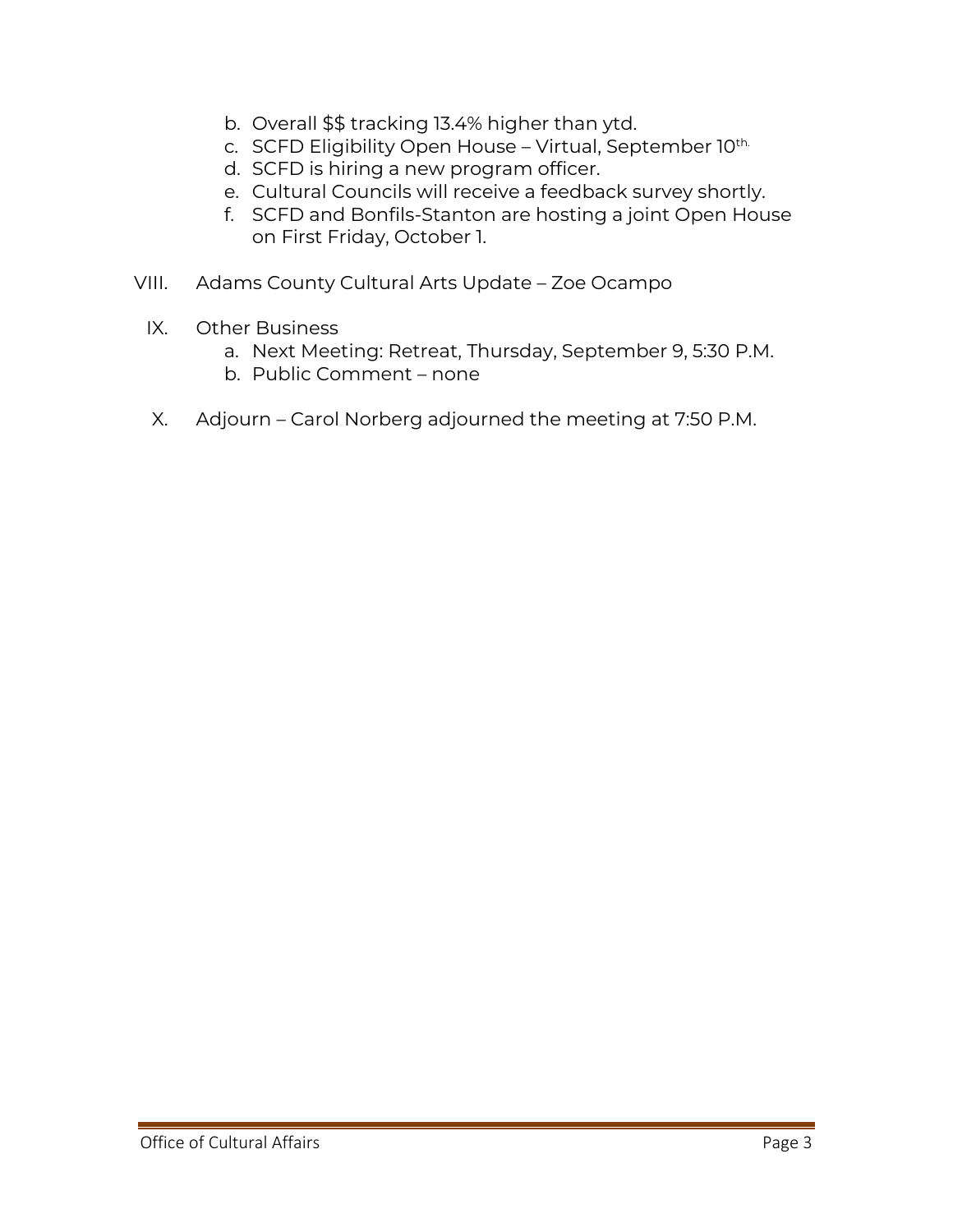b. Overall $$ tracking 13.4% higher than ytd.
c. SCFD Eligibility Open House – Virtual, September 10th.
d. SCFD is hiring a new program officer.
e. Cultural Councils will receive a feedback survey shortly.
f. SCFD and Bonfils-Stanton are hosting a joint Open House on First Friday, October 1.

VIII. Adams County Cultural Arts Update – Zoe Ocampo

IX. Other Business
   a. Next Meeting: Retreat, Thursday, September 9, 5:30 P.M.
   b. Public Comment – none

X. Adjourn – Carol Norberg adjourned the meeting at 7:50 P.M.